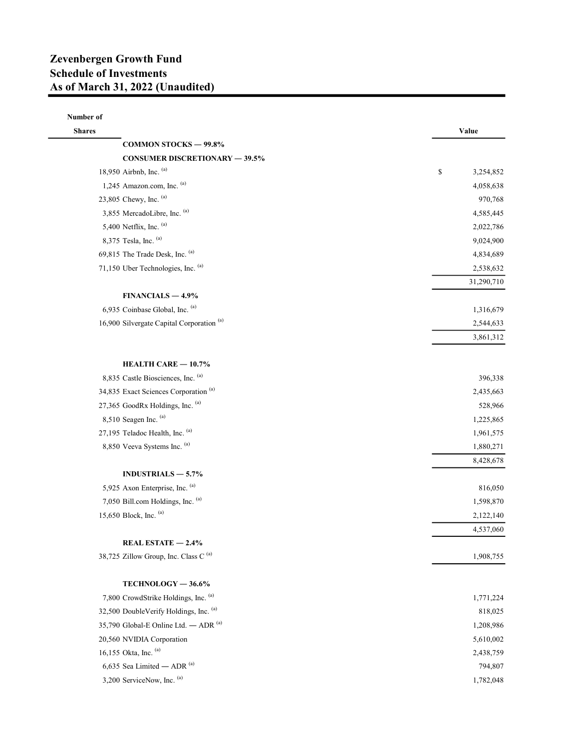# Zevenbergen Growth Fund
# Schedule of Investments
# As of March 31, 2022 (Unaudited)

| Number of Shares | | Value |
|---|---|---|
| | **COMMON STOCKS — 99.8%** | |
| | **CONSUMER DISCRETIONARY — 39.5%** | |
| 18,950 | Airbnb, Inc. [(a)] | $ 3,254,852 |
| 1,245 | Amazon.com, Inc. [(a)] | 4,058,638 |
| 23,805 | Chewy, Inc. [(a)] | 970,768 |
| 3,855 | MercadoLibre, Inc. [(a)] | 4,585,445 |
| 5,400 | Netflix, Inc. [(a)] | 2,022,786 |
| 8,375 | Tesla, Inc. [(a)] | 9,024,900 |
| 69,815 | The Trade Desk, Inc. [(a)] | 4,834,689 |
| 71,150 | Uber Technologies, Inc. [(a)] | 2,538,632 |
| | | 31,290,710 |
| | **FINANCIALS — 4.9%** | |
| 6,935 | Coinbase Global, Inc. [(a)] | 1,316,679 |
| 16,900 | Silvergate Capital Corporation [(a)] | 2,544,633 |
| | | 3,861,312 |
| | **HEALTH CARE — 10.7%** | |
| 8,835 | Castle Biosciences, Inc. [(a)] | 396,338 |
| 34,835 | Exact Sciences Corporation [(a)] | 2,435,663 |
| 27,365 | GoodRx Holdings, Inc. [(a)] | 528,966 |
| 8,510 | Seagen Inc. [(a)] | 1,225,865 |
| 27,195 | Teladoc Health, Inc. [(a)] | 1,961,575 |
| 8,850 | Veeva Systems Inc. [(a)] | 1,880,271 |
| | | 8,428,678 |
| | **INDUSTRIALS — 5.7%** | |
| 5,925 | Axon Enterprise, Inc. [(a)] | 816,050 |
| 7,050 | Bill.com Holdings, Inc. [(a)] | 1,598,870 |
| 15,650 | Block, Inc. [(a)] | 2,122,140 |
| | | 4,537,060 |
| | **REAL ESTATE — 2.4%** | |
| 38,725 | Zillow Group, Inc. Class C [(a)] | 1,908,755 |
| | **TECHNOLOGY — 36.6%** | |
| 7,800 | CrowdStrike Holdings, Inc. [(a)] | 1,771,224 |
| 32,500 | DoubleVerify Holdings, Inc. [(a)] | 818,025 |
| 35,790 | Global-E Online Ltd. — ADR [(a)] | 1,208,986 |
| 20,560 | NVIDIA Corporation | 5,610,002 |
| 16,155 | Okta, Inc. [(a)] | 2,438,759 |
| 6,635 | Sea Limited — ADR [(a)] | 794,807 |
| 3,200 | ServiceNow, Inc. [(a)] | 1,782,048 |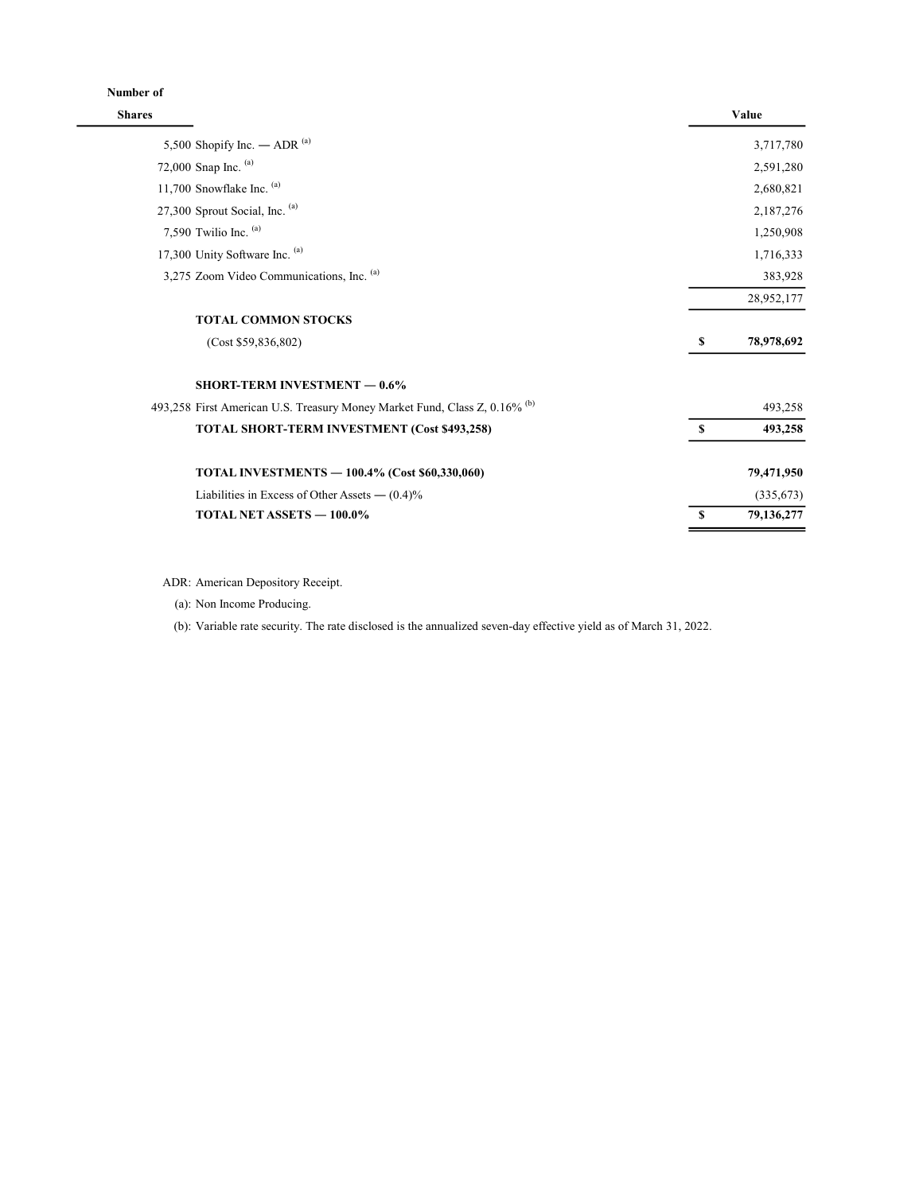| Number of Shares | | | Value |
| --- | --- | --- | --- |
| 5,500 | Shopify Inc. — ADR [(a)] | | 3,717,780 |
| 72,000 | Snap Inc. [(a)] | | 2,591,280 |
| 11,700 | Snowflake Inc. [(a)] | | 2,680,821 |
| 27,300 | Sprout Social, Inc. [(a)] | | 2,187,276 |
| 7,590 | Twilio Inc. [(a)] | | 1,250,908 |
| 17,300 | Unity Software Inc. [(a)] | | 1,716,333 |
| 3,275 | Zoom Video Communications, Inc. [(a)] | | 383,928 |
| | | | 28,952,177 |
| | **TOTAL COMMON STOCKS** | | |
| | (Cost $59,836,802) | **$** | **78,978,692** |
| | | | |
| | **SHORT-TERM INVESTMENT — 0.6%** | | |
| 493,258 | First American U.S. Treasury Money Market Fund, Class Z, 0.16% [(b)] | | 493,258 |
| | **TOTAL SHORT-TERM INVESTMENT (Cost $493,258)** | **$** | **493,258** |
| | | | |
| | **TOTAL INVESTMENTS — 100.4% (Cost $60,330,060)** | | **79,471,950** |
| | Liabilities in Excess of Other Assets — (0.4)% | | (335,673) |
| | **TOTAL NET ASSETS — 100.0%** | **$** | **79,136,277** |

ADR: American Depository Receipt.

(a): Non Income Producing.

(b): Variable rate security. The rate disclosed is the annualized seven-day effective yield as of March 31, 2022.